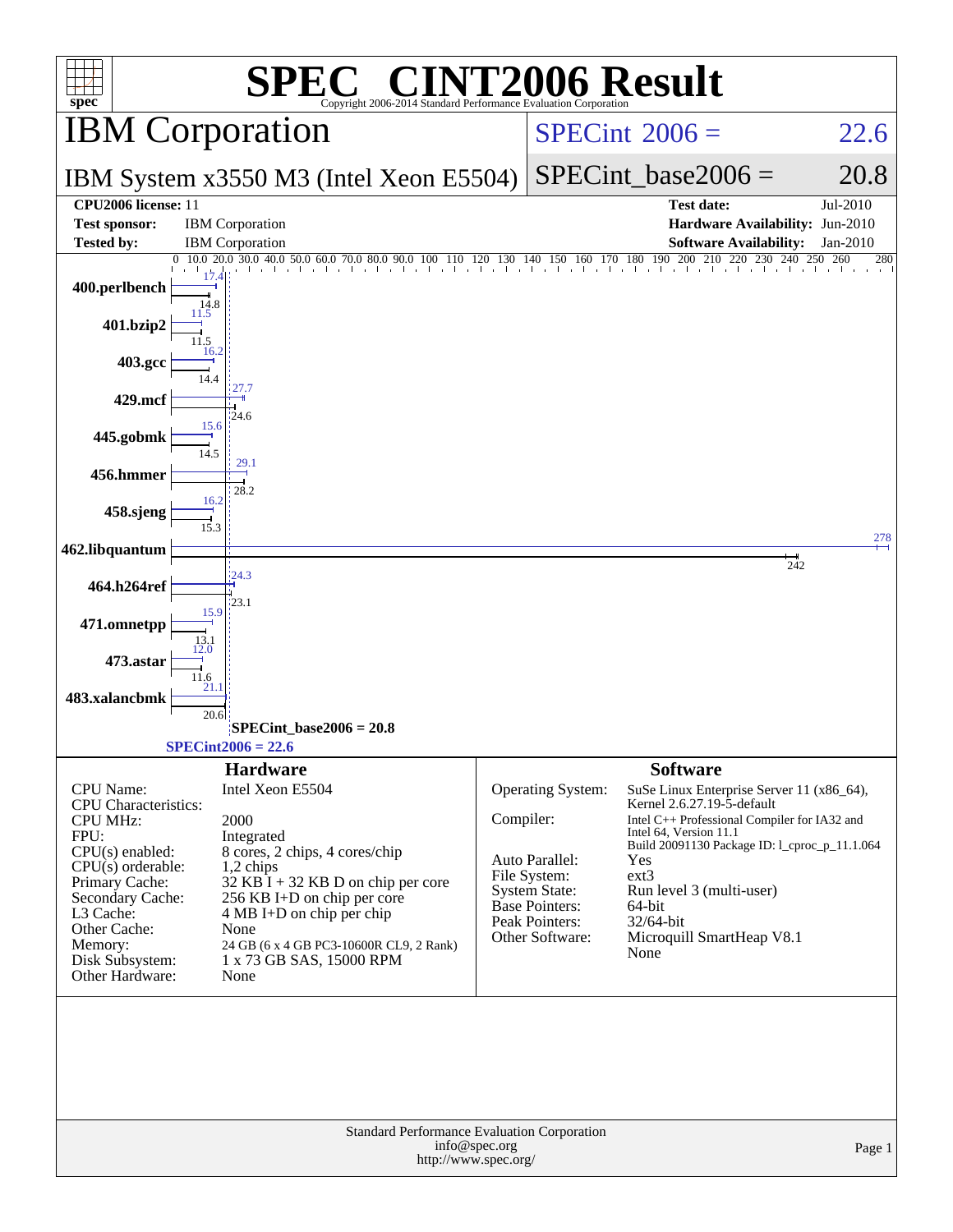# SPEC® CINT2006 Result

Copyright 2006-2014 Standard Performance Evaluation Corporation

## IBM Corporation

**IBM System x3550 M3 (Intel Xeon E5504)**

SPECint2006 = 22.6

SPECint_base2006 = 20.8

| | | | |
|---|---|---|---|
| **CPU2006 license:** 11 | | **Test date:** | Jul-2010 |
| **Test sponsor:** | IBM Corporation | **Hardware Availability:** | Jun-2010 |
| **Tested by:** | IBM Corporation | **Software Availability:** | Jan-2010 |

| Benchmark | Peak | Base |
|---|---|---|
| 400.perlbench | 17.4 | 14.8 |
| 401.bzip2 | 11.5 | 11.5 |
| 403.gcc | 16.2 | 14.4 |
| 429.mcf | 27.7 | 24.6 |
| 445.gobmk | 15.6 | 14.5 |
| 456.hmmer | 29.1 | 28.2 |
| 458.sjeng | 16.2 | 15.3 |
| 462.libquantum | 278 | 242 |
| 464.h264ref | 24.3 | 23.1 |
| 471.omnetpp | 15.9 | 13.1 |
| 473.astar | 12.0 | 11.6 |
| 483.xalancbmk | 21.1 | 20.6 |

SPECint_base2006 = 20.8

SPECint2006 = 22.6

### Hardware

| | |
|---|---|
| CPU Name: | Intel Xeon E5504 |
| CPU Characteristics: | |
| CPU MHz: | 2000 |
| FPU: | Integrated |
| CPU(s) enabled: | 8 cores, 2 chips, 4 cores/chip |
| CPU(s) orderable: | 1,2 chips |
| Primary Cache: | 32 KB I + 32 KB D on chip per core |
| Secondary Cache: | 256 KB I+D on chip per core |
| L3 Cache: | 4 MB I+D on chip per chip |
| Other Cache: | None |
| Memory: | 24 GB (6 x 4 GB PC3-10600R CL9, 2 Rank) |
| Disk Subsystem: | 1 x 73 GB SAS, 15000 RPM |
| Other Hardware: | None |

### Software

| | |
|---|---|
| Operating System: | SuSe Linux Enterprise Server 11 (x86_64), Kernel 2.6.27.19-5-default |
| Compiler: | Intel C++ Professional Compiler for IA32 and Intel 64, Version 11.1 Build 20091130 Package ID: l_cproc_p_11.1.064 |
| Auto Parallel: | Yes |
| File System: | ext3 |
| System State: | Run level 3 (multi-user) |
| Base Pointers: | 64-bit |
| Peak Pointers: | 32/64-bit |
| Other Software: | Microquill SmartHeap V8.1 None |

Standard Performance Evaluation Corporation
info@spec.org
http://www.spec.org/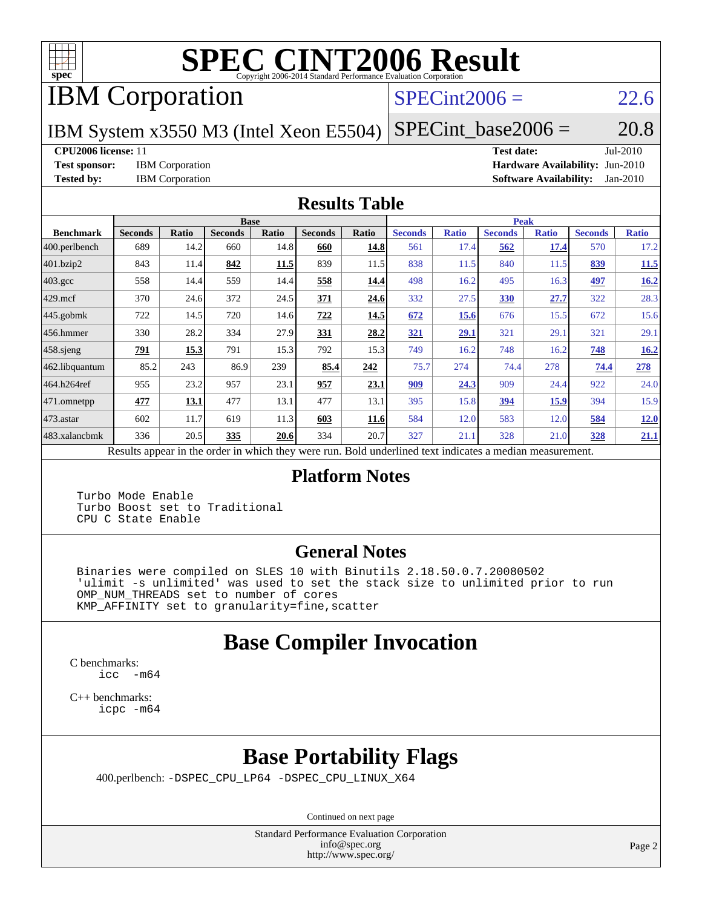# SPEC CINT2006 Result

Copyright 2006-2014 Standard Performance Evaluation Corporation

## IBM Corporation

IBM System x3550 M3 (Intel Xeon E5504)

SPECint2006 = 22.6

SPECint_base2006 = 20.8

**CPU2006 license:** 11
**Test sponsor:** IBM Corporation
**Tested by:** IBM Corporation

**Test date:** Jul-2010
**Hardware Availability:** Jun-2010
**Software Availability:** Jan-2010

## Results Table

| Benchmark | Base | | | | | | Peak | | | | | |
|---|---|---|---|---|---|---|---|---|---|---|---|---|
| | Seconds | Ratio | Seconds | Ratio | Seconds | Ratio | Seconds | Ratio | Seconds | Ratio | Seconds | Ratio |
| 400.perlbench | 689 | 14.2 | 660 | 14.8 | **660** | **14.8** | 561 | 17.4 | **562** | **17.4** | 570 | 17.2 |
| 401.bzip2 | 843 | 11.4 | **842** | **11.5** | 839 | 11.5 | 838 | 11.5 | 840 | 11.5 | **839** | **11.5** |
| 403.gcc | 558 | 14.4 | 559 | 14.4 | **558** | **14.4** | 498 | 16.2 | 495 | 16.3 | **497** | **16.2** |
| 429.mcf | 370 | 24.6 | 372 | 24.5 | **371** | **24.6** | 332 | 27.5 | **330** | **27.7** | 322 | 28.3 |
| 445.gobmk | 722 | 14.5 | 720 | 14.6 | **722** | **14.5** | **672** | **15.6** | 676 | 15.5 | 672 | 15.6 |
| 456.hmmer | 330 | 28.2 | 334 | 27.9 | **331** | **28.2** | **321** | **29.1** | 321 | 29.1 | 321 | 29.1 |
| 458.sjeng | **791** | **15.3** | 791 | 15.3 | 792 | 15.3 | 749 | 16.2 | 748 | 16.2 | **748** | **16.2** |
| 462.libquantum | 85.2 | 243 | 86.9 | 239 | **85.4** | **242** | 75.7 | 274 | 74.4 | 278 | **74.4** | **278** |
| 464.h264ref | 955 | 23.2 | 957 | 23.1 | **957** | **23.1** | **909** | **24.3** | 909 | 24.4 | 922 | 24.0 |
| 471.omnetpp | **477** | **13.1** | 477 | 13.1 | 477 | 13.1 | 395 | 15.8 | **394** | **15.9** | 394 | 15.9 |
| 473.astar | 602 | 11.7 | 619 | 11.3 | **603** | **11.6** | 584 | 12.0 | 583 | 12.0 | **584** | **12.0** |
| 483.xalancbmk | 336 | 20.5 | **335** | **20.6** | 334 | 20.7 | 327 | 21.1 | 328 | 21.0 | **328** | **21.1** |

Results appear in the order in which they were run. Bold underlined text indicates a median measurement.

## Platform Notes

```
Turbo Mode Enable
Turbo Boost set to Traditional
CPU C State Enable
```

## General Notes

```
Binaries were compiled on SLES 10 with Binutils 2.18.50.0.7.20080502
'ulimit -s unlimited' was used to set the stack size to unlimited prior to run
OMP_NUM_THREADS set to number of cores
KMP_AFFINITY set to granularity=fine,scatter
```

## Base Compiler Invocation

C benchmarks:
    icc -m64

C++ benchmarks:
    icpc -m64

## Base Portability Flags

400.perlbench: -DSPEC_CPU_LP64 -DSPEC_CPU_LINUX_X64

Continued on next page

Standard Performance Evaluation Corporation
info@spec.org
http://www.spec.org/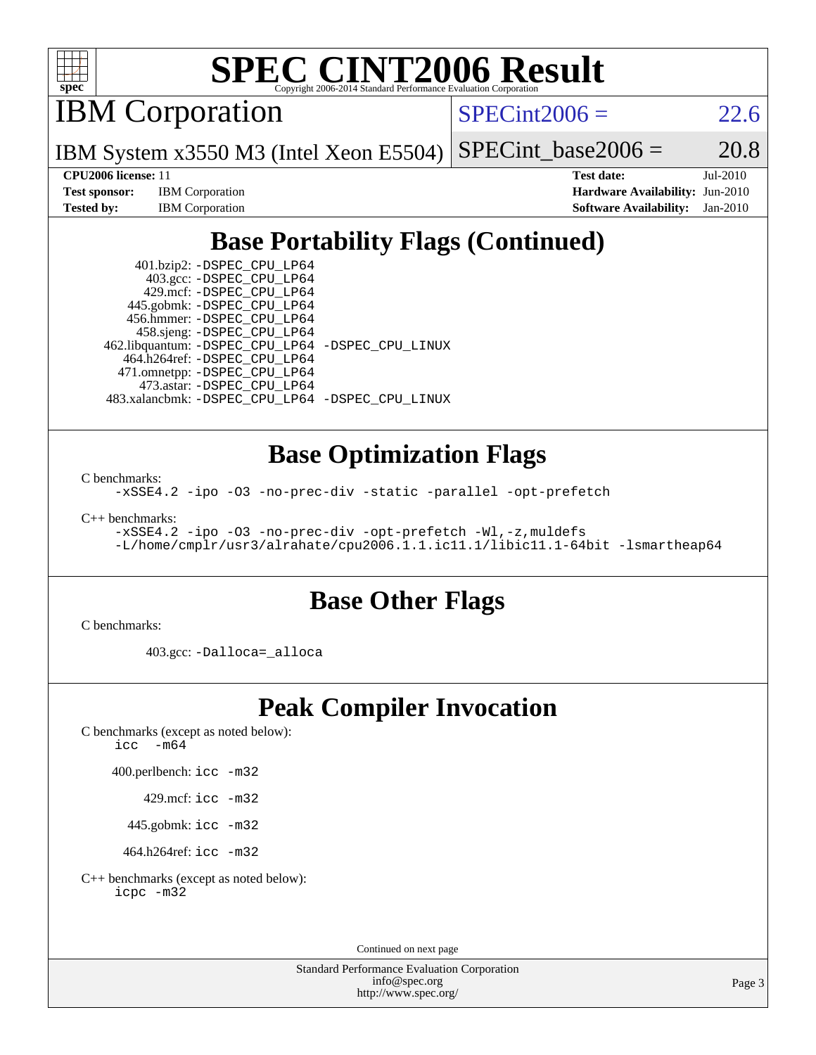# SPEC CINT2006 Result

Copyright 2006-2014 Standard Performance Evaluation Corporation

## IBM Corporation

IBM System x3550 M3 (Intel Xeon E5504)

SPECint2006 = 22.6

SPECint_base2006 = 20.8

| | | | |
|---|---|---|---|
| **CPU2006 license:** | 11 | **Test date:** | Jul-2010 |
| **Test sponsor:** | IBM Corporation | **Hardware Availability:** | Jun-2010 |
| **Tested by:** | IBM Corporation | **Software Availability:** | Jan-2010 |

## Base Portability Flags (Continued)

```
      401.bzip2: -DSPEC_CPU_LP64
        403.gcc: -DSPEC_CPU_LP64
        429.mcf: -DSPEC_CPU_LP64
      445.gobmk: -DSPEC_CPU_LP64
      456.hmmer: -DSPEC_CPU_LP64
      458.sjeng: -DSPEC_CPU_LP64
 462.libquantum: -DSPEC_CPU_LP64 -DSPEC_CPU_LINUX
    464.h264ref: -DSPEC_CPU_LP64
    471.omnetpp: -DSPEC_CPU_LP64
      473.astar: -DSPEC_CPU_LP64
 483.xalancbmk: -DSPEC_CPU_LP64 -DSPEC_CPU_LINUX
```

## Base Optimization Flags

C benchmarks:

```
-xSSE4.2 -ipo -O3 -no-prec-div -static -parallel -opt-prefetch
```

C++ benchmarks:

```
-xSSE4.2 -ipo -O3 -no-prec-div -opt-prefetch -Wl,-z,muldefs
-L/home/cmplr/usr3/alrahate/cpu2006.1.1.ic11.1/libic11.1-64bit -lsmartheap64
```

## Base Other Flags

C benchmarks:

```
403.gcc: -Dalloca=_alloca
```

## Peak Compiler Invocation

C benchmarks (except as noted below):

```
icc  -m64
```

400.perlbench: `icc -m32`

429.mcf: `icc -m32`

445.gobmk: `icc -m32`

464.h264ref: `icc -m32`

C++ benchmarks (except as noted below):

```
icpc -m32
```

Continued on next page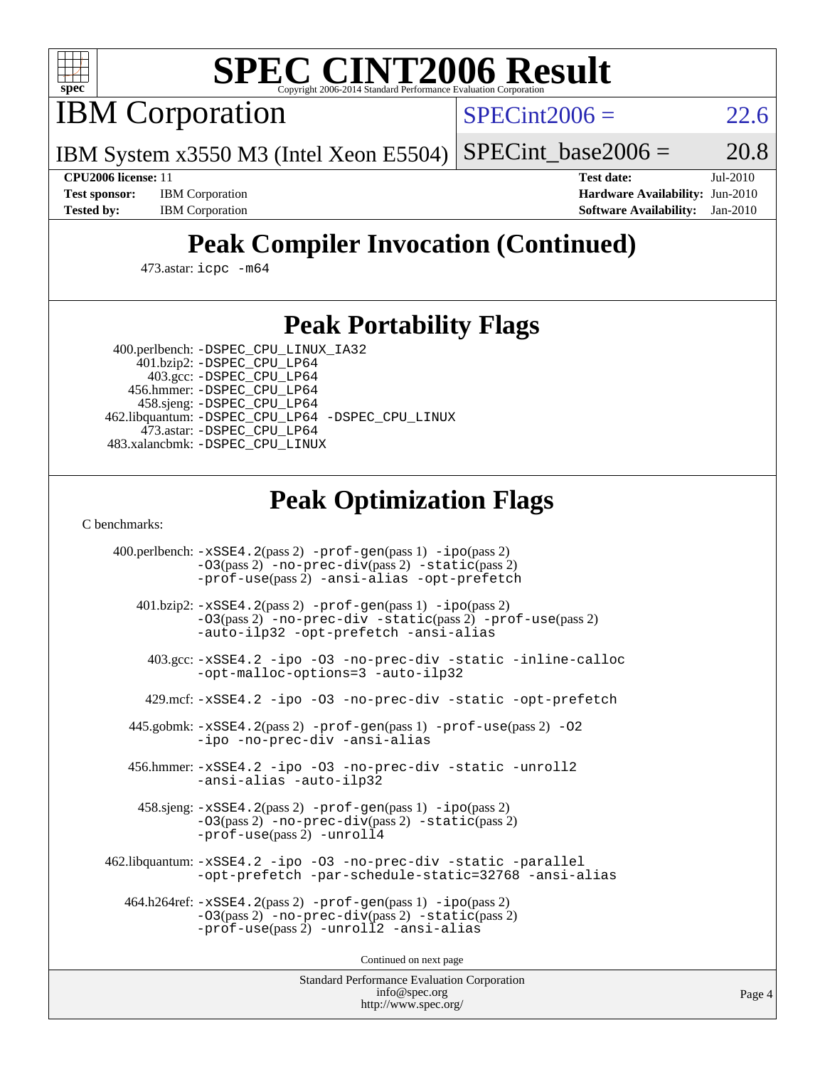# SPEC CINT2006 Result

## IBM Corporation

**IBM System x3550 M3 (Intel Xeon E5504)**

SPECint2006 = 22.6

SPECint_base2006 = 20.8

| | | | |
|---|---|---|---|
| **CPU2006 license:** 11 | | **Test date:** | Jul-2010 |
| **Test sponsor:** | IBM Corporation | **Hardware Availability:** | Jun-2010 |
| **Tested by:** | IBM Corporation | **Software Availability:** | Jan-2010 |

## Peak Compiler Invocation (Continued)

473.astar: icpc -m64

## Peak Portability Flags

400.perlbench: -DSPEC_CPU_LINUX_IA32
401.bzip2: -DSPEC_CPU_LP64
403.gcc: -DSPEC_CPU_LP64
456.hmmer: -DSPEC_CPU_LP64
458.sjeng: -DSPEC_CPU_LP64
462.libquantum: -DSPEC_CPU_LP64 -DSPEC_CPU_LINUX
473.astar: -DSPEC_CPU_LP64
483.xalancbmk: -DSPEC_CPU_LINUX

## Peak Optimization Flags

C benchmarks:

400.perlbench: -xSSE4.2(pass 2) -prof-gen(pass 1) -ipo(pass 2) -O3(pass 2) -no-prec-div(pass 2) -static(pass 2) -prof-use(pass 2) -ansi-alias -opt-prefetch

401.bzip2: -xSSE4.2(pass 2) -prof-gen(pass 1) -ipo(pass 2) -O3(pass 2) -no-prec-div -static(pass 2) -prof-use(pass 2) -auto-ilp32 -opt-prefetch -ansi-alias

403.gcc: -xSSE4.2 -ipo -O3 -no-prec-div -static -inline-calloc -opt-malloc-options=3 -auto-ilp32

429.mcf: -xSSE4.2 -ipo -O3 -no-prec-div -static -opt-prefetch

445.gobmk: -xSSE4.2(pass 2) -prof-gen(pass 1) -prof-use(pass 2) -O2 -ipo -no-prec-div -ansi-alias

456.hmmer: -xSSE4.2 -ipo -O3 -no-prec-div -static -unroll2 -ansi-alias -auto-ilp32

458.sjeng: -xSSE4.2(pass 2) -prof-gen(pass 1) -ipo(pass 2) -O3(pass 2) -no-prec-div(pass 2) -static(pass 2) -prof-use(pass 2) -unroll4

462.libquantum: -xSSE4.2 -ipo -O3 -no-prec-div -static -parallel -opt-prefetch -par-schedule-static=32768 -ansi-alias

464.h264ref: -xSSE4.2(pass 2) -prof-gen(pass 1) -ipo(pass 2) -O3(pass 2) -no-prec-div(pass 2) -static(pass 2) -prof-use(pass 2) -unroll2 -ansi-alias

Continued on next page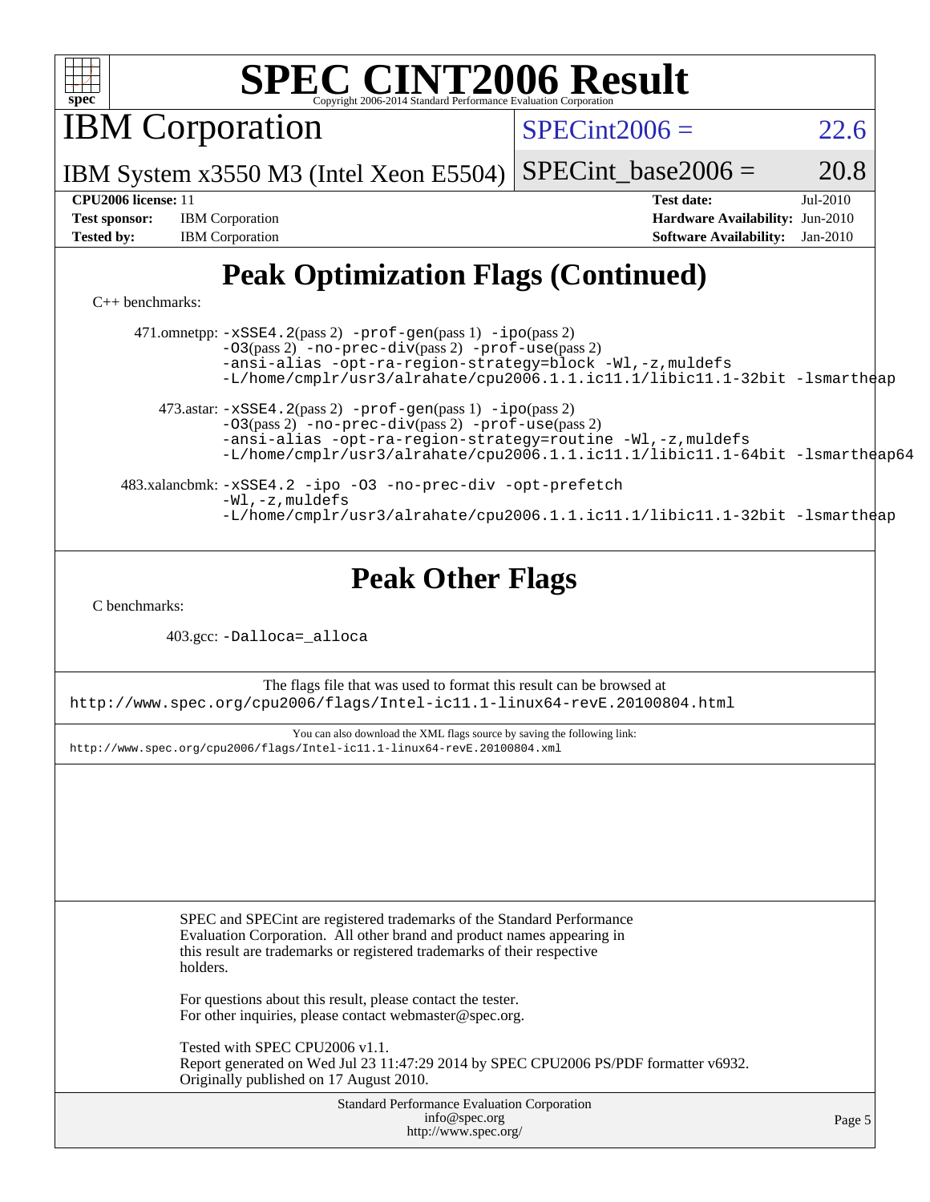# SPEC CINT2006 Result

Copyright 2006-2014 Standard Performance Evaluation Corporation

## IBM Corporation

IBM System x3550 M3 (Intel Xeon E5504)

SPECint2006 = 22.6

SPECint_base2006 = 20.8

**CPU2006 license:** 11
**Test sponsor:** IBM Corporation
**Tested by:** IBM Corporation

**Test date:** Jul-2010
**Hardware Availability:** Jun-2010
**Software Availability:** Jan-2010

## Peak Optimization Flags (Continued)

C++ benchmarks:

471.omnetpp: -xSSE4.2(pass 2) -prof-gen(pass 1) -ipo(pass 2) -O3(pass 2) -no-prec-div(pass 2) -prof-use(pass 2) -ansi-alias -opt-ra-region-strategy=block -Wl,-z,muldefs -L/home/cmplr/usr3/alrahate/cpu2006.1.1.ic11.1/libic11.1-32bit -lsmartheap

473.astar: -xSSE4.2(pass 2) -prof-gen(pass 1) -ipo(pass 2) -O3(pass 2) -no-prec-div(pass 2) -prof-use(pass 2) -ansi-alias -opt-ra-region-strategy=routine -Wl,-z,muldefs -L/home/cmplr/usr3/alrahate/cpu2006.1.1.ic11.1/libic11.1-64bit -lsmartheap64

483.xalancbmk: -xSSE4.2 -ipo -O3 -no-prec-div -opt-prefetch -Wl,-z,muldefs -L/home/cmplr/usr3/alrahate/cpu2006.1.1.ic11.1/libic11.1-32bit -lsmartheap

## Peak Other Flags

C benchmarks:

403.gcc: -Dalloca=_alloca

The flags file that was used to format this result can be browsed at
http://www.spec.org/cpu2006/flags/Intel-ic11.1-linux64-revE.20100804.html

You can also download the XML flags source by saving the following link:
http://www.spec.org/cpu2006/flags/Intel-ic11.1-linux64-revE.20100804.xml

SPEC and SPECint are registered trademarks of the Standard Performance Evaluation Corporation. All other brand and product names appearing in this result are trademarks or registered trademarks of their respective holders.

For questions about this result, please contact the tester.
For other inquiries, please contact webmaster@spec.org.

Tested with SPEC CPU2006 v1.1.
Report generated on Wed Jul 23 11:47:29 2014 by SPEC CPU2006 PS/PDF formatter v6932.
Originally published on 17 August 2010.

Standard Performance Evaluation Corporation
info@spec.org
http://www.spec.org/